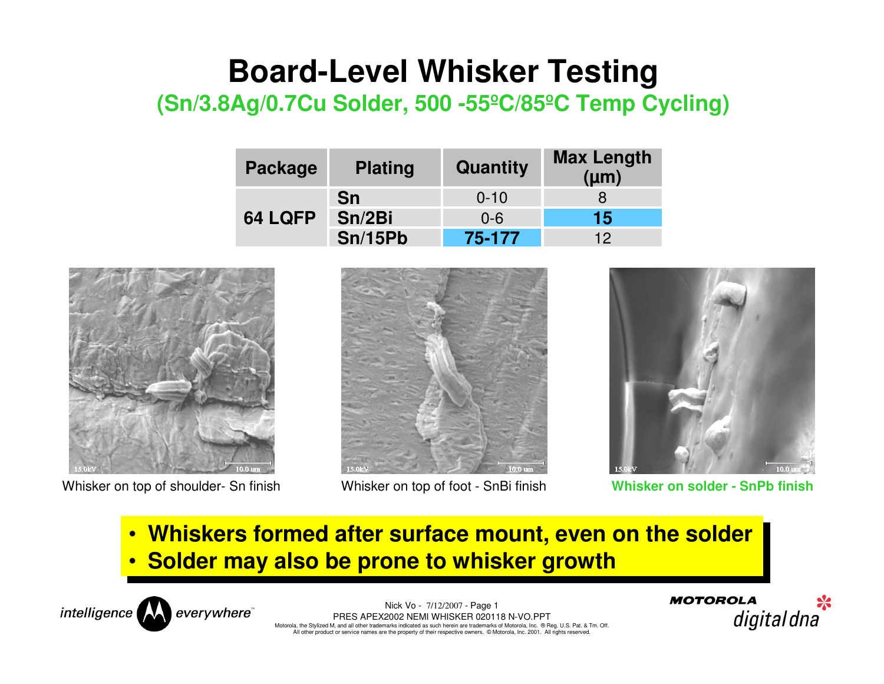# Board-Level Whisker Testing

## (Sn/3.8Ag/0.7Cu Solder, 500 -55ºC/85ºC Temp Cycling)

| Package | Plating | Quantity | Max Length (µm) |
|---|---|---|---|
| 64 LQFP | **Sn** | 0-10 | 8 |
| | **Sn/2Bi** | 0-6 | **15** |
| | **Sn/15Pb** | **75-177** | 12 |

Whisker on top of shoulder- Sn finish

Whisker on top of foot - SnBi finish

**Whisker on solder - SnPb finish**

- **Whiskers formed after surface mount, even on the solder**
- **Solder may also be prone to whisker growth**

Nick Vo - 7/12/2007 - Page 1
PRES APEX2002 NEMI WHISKER 020118 N-VO.PPT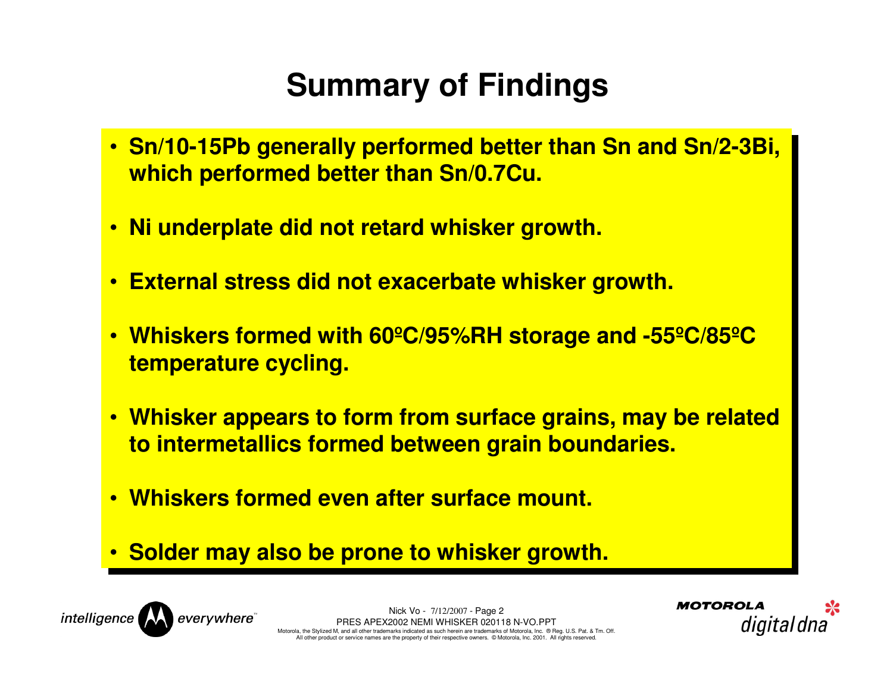# Summary of Findings

- **Sn/10-15Pb generally performed better than Sn and Sn/2-3Bi, which performed better than Sn/0.7Cu.**
- **Ni underplate did not retard whisker growth.**
- **External stress did not exacerbate whisker growth.**
- **Whiskers formed with 60ºC/95%RH storage and -55ºC/85ºC temperature cycling.**
- **Whisker appears to form from surface grains, may be related to intermetallics formed between grain boundaries.**
- **Whiskers formed even after surface mount.**
- **Solder may also be prone to whisker growth.**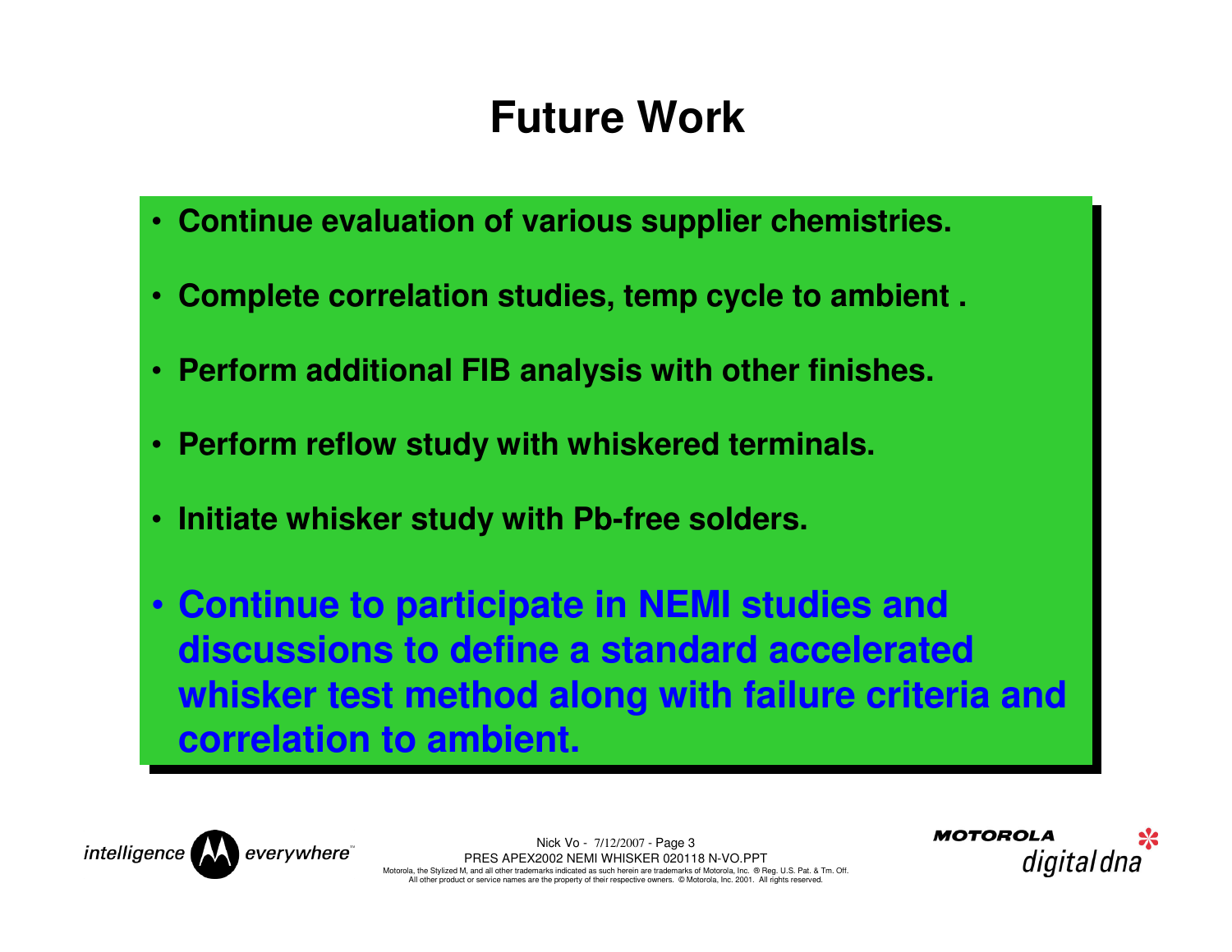# Future Work

- **Continue evaluation of various supplier chemistries.**
- **Complete correlation studies, temp cycle to ambient .**
- **Perform additional FIB analysis with other finishes.**
- **Perform reflow study with whiskered terminals.**
- **Initiate whisker study with Pb-free solders.**
- **Continue to participate in NEMI studies and discussions to define a standard accelerated whisker test method along with failure criteria and correlation to ambient.**